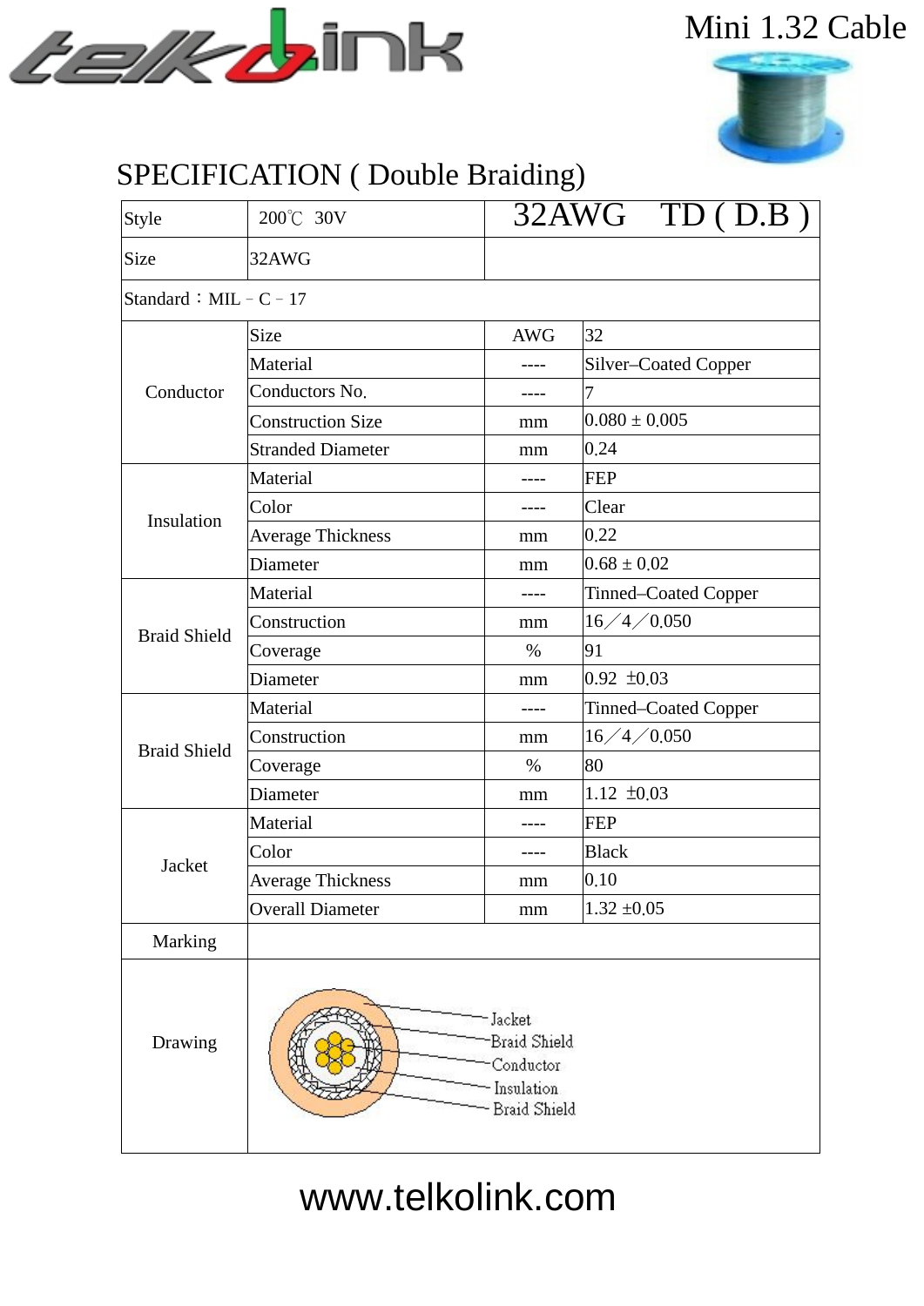# Mini 1.32 Cable

## SPECIFICATION ( Double Braiding)

| Style | 200℃ 30V | 32AWG TD ( D.B ) | |
|---|---|---|---|
| Size | 32AWG | | |
| Standard：MIL－C－17 | | | |
| Conductor | Size | AWG | 32 |
| | Material | ---- | Silver–Coated Copper |
| | Conductors No. | ---- | 7 |
| | Construction Size | mm | 0.080 ± 0.005 |
| | Stranded Diameter | mm | 0.24 |
| Insulation | Material | ---- | FEP |
| | Color | ---- | Clear |
| | Average Thickness | mm | 0.22 |
| | Diameter | mm | 0.68 ± 0.02 |
| Braid Shield | Material | ---- | Tinned–Coated Copper |
| | Construction | mm | 16／4／0.050 |
| | Coverage | % | 91 |
| | Diameter | mm | 0.92 ±0.03 |
| Braid Shield | Material | ---- | Tinned–Coated Copper |
| | Construction | mm | 16／4／0.050 |
| | Coverage | % | 80 |
| | Diameter | mm | 1.12 ±0.03 |
| Jacket | Material | ---- | FEP |
| | Color | ---- | Black |
| | Average Thickness | mm | 0.10 |
| | Overall Diameter | mm | 1.32 ±0.05 |
| Marking | | | |
| Drawing | Jacket, Braid Shield, Conductor, Insulation, Braid Shield | | |

www.telkolink.com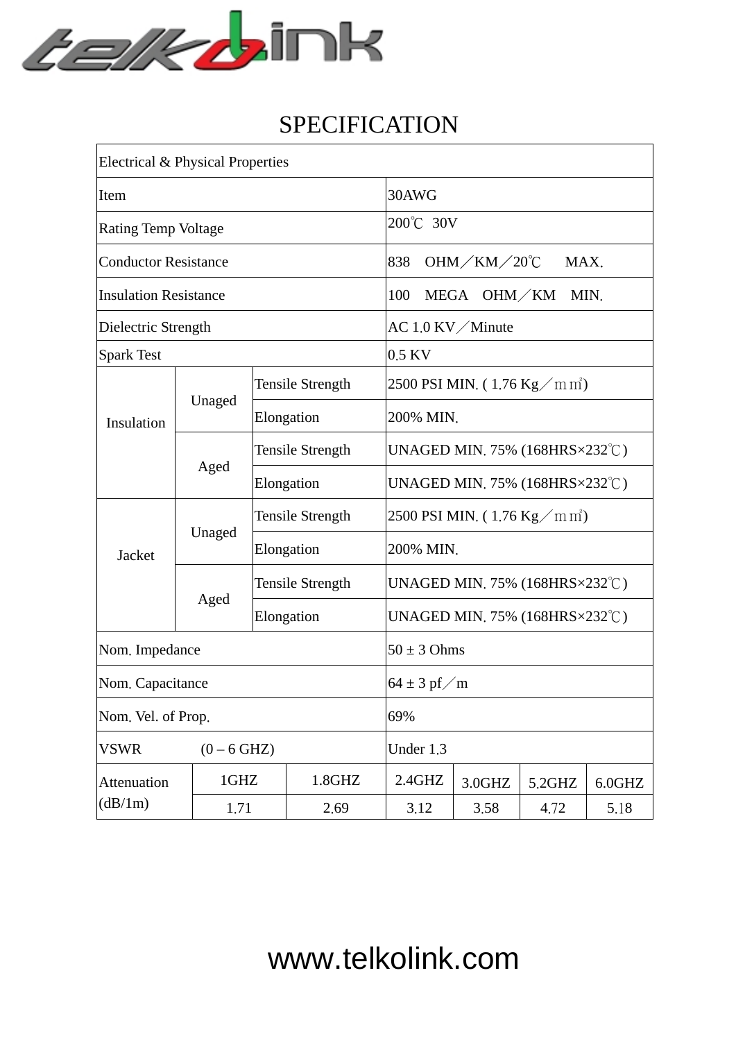# SPECIFICATION

| Electrical & Physical Properties | | | | | | | |
|---|---|---|---|---|---|---|---|
| Item | | | 30AWG | | | | |
| Rating Temp Voltage | | | 200℃ 30V | | | | |
| Conductor Resistance | | | 838 OHM／KM／20℃ MAX. | | | | |
| Insulation Resistance | | | 100 MEGA OHM／KM MIN. | | | | |
| Dielectric Strength | | | AC 1.0 KV／Minute | | | | |
| Spark Test | | | 0.5 KV | | | | |
| Insulation | Unaged | Tensile Strength | 2500 PSI MIN. ( 1.76 Kg／ｍ㎡) | | | | |
| | | Elongation | 200% MIN. | | | | |
| | Aged | Tensile Strength | UNAGED MIN. 75% (168HRS×232℃) | | | | |
| | | Elongation | UNAGED MIN. 75% (168HRS×232℃) | | | | |
| Jacket | Unaged | Tensile Strength | 2500 PSI MIN. ( 1.76 Kg／ｍ㎡) | | | | |
| | | Elongation | 200% MIN. | | | | |
| | Aged | Tensile Strength | UNAGED MIN. 75% (168HRS×232℃) | | | | |
| | | Elongation | UNAGED MIN. 75% (168HRS×232℃) | | | | |
| Nom. Impedance | | | 50 ± 3 Ohms | | | | |
| Nom. Capacitance | | | 64 ± 3 pf／m | | | | |
| Nom. Vel. of Prop. | | | 69% | | | | |
| VSWR (0 – 6 GHZ) | | | Under 1.3 | | | | |
| Attenuation (dB/1m) | 1GHZ | 1.8GHZ | 2.4GHZ | 3.0GHZ | 5.2GHZ | 6.0GHZ | |
| | 1.71 | 2.69 | 3.12 | 3.58 | 4.72 | 5.18 | |

www.telkolink.com